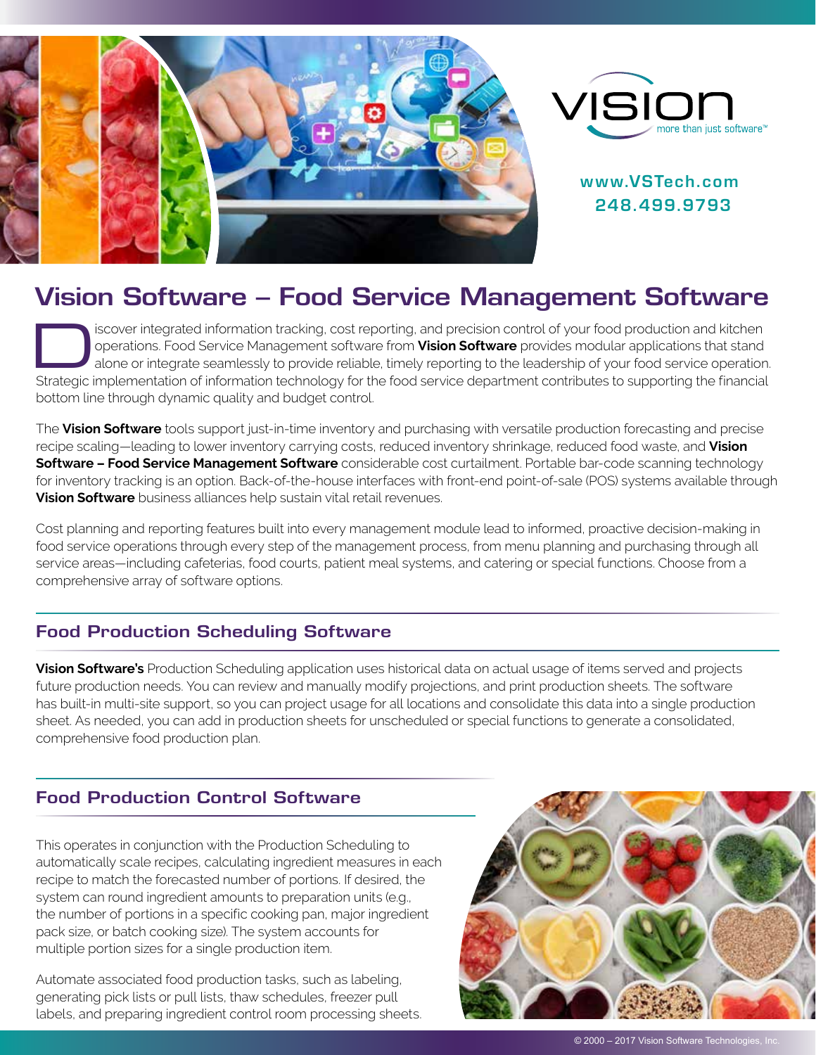VISION
more than just software™

www.VSTech.com
248.499.9793

# Vision Software – Food Service Management Software

Discover integrated information tracking, cost reporting, and precision control of your food production and kitchen operations. Food Service Management software from **Vision Software** provides modular applications that stand alone or integrate seamlessly to provide reliable, timely reporting to the leadership of your food service operation. Strategic implementation of information technology for the food service department contributes to supporting the financial bottom line through dynamic quality and budget control.

The **Vision Software** tools support just-in-time inventory and purchasing with versatile production forecasting and precise recipe scaling—leading to lower inventory carrying costs, reduced inventory shrinkage, reduced food waste, and **Vision Software – Food Service Management Software** considerable cost curtailment. Portable bar-code scanning technology for inventory tracking is an option. Back-of-the-house interfaces with front-end point-of-sale (POS) systems available through **Vision Software** business alliances help sustain vital retail revenues.

Cost planning and reporting features built into every management module lead to informed, proactive decision-making in food service operations through every step of the management process, from menu planning and purchasing through all service areas—including cafeterias, food courts, patient meal systems, and catering or special functions. Choose from a comprehensive array of software options.

## Food Production Scheduling Software

**Vision Software's** Production Scheduling application uses historical data on actual usage of items served and projects future production needs. You can review and manually modify projections, and print production sheets. The software has built-in multi-site support, so you can project usage for all locations and consolidate this data into a single production sheet. As needed, you can add in production sheets for unscheduled or special functions to generate a consolidated, comprehensive food production plan.

## Food Production Control Software

This operates in conjunction with the Production Scheduling to automatically scale recipes, calculating ingredient measures in each recipe to match the forecasted number of portions. If desired, the system can round ingredient amounts to preparation units (e.g., the number of portions in a specific cooking pan, major ingredient pack size, or batch cooking size). The system accounts for multiple portion sizes for a single production item.

Automate associated food production tasks, such as labeling, generating pick lists or pull lists, thaw schedules, freezer pull labels, and preparing ingredient control room processing sheets.

© 2000 – 2017 Vision Software Technologies, Inc.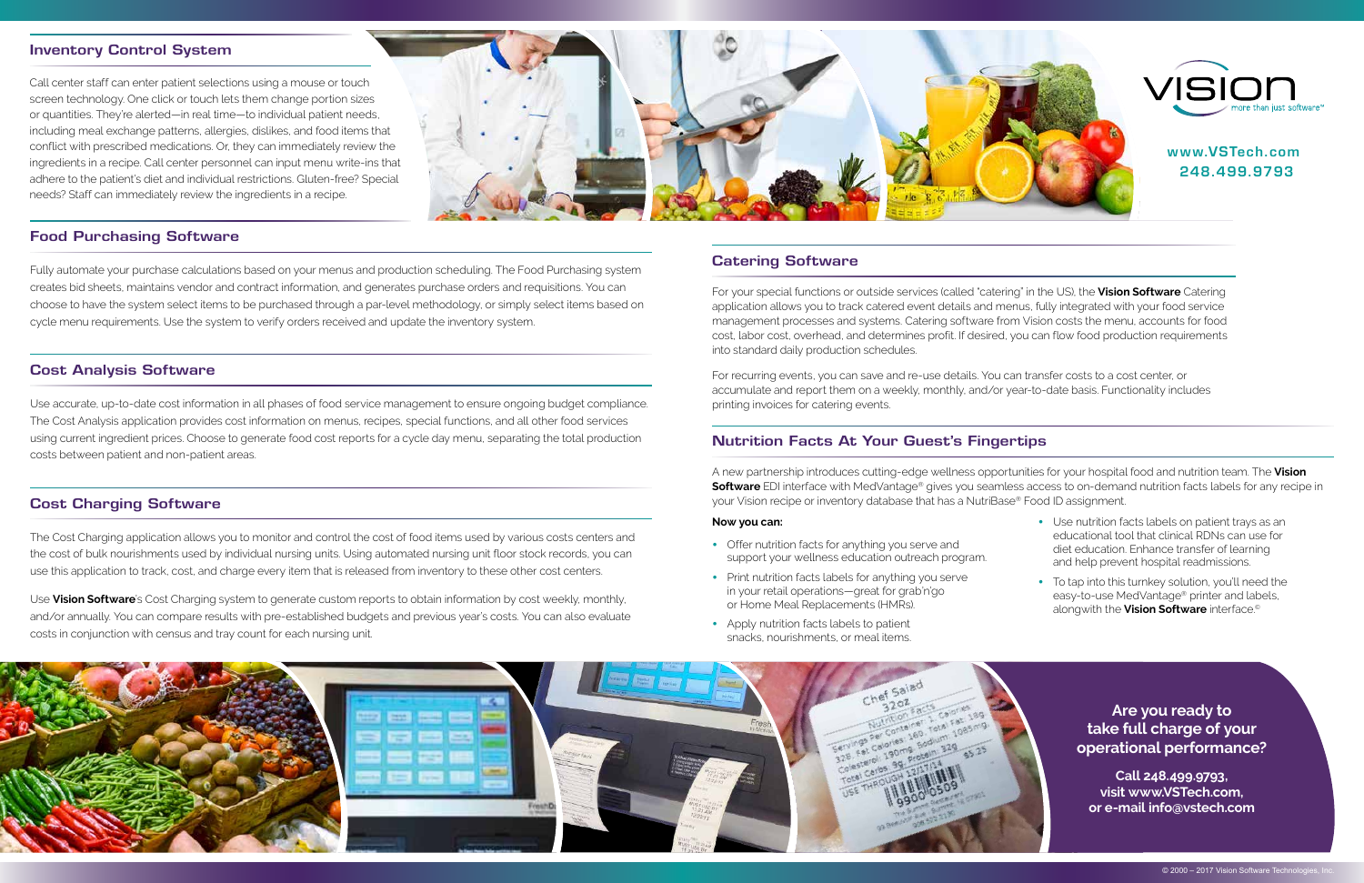## Inventory Control System

Call center staff can enter patient selections using a mouse or touch screen technology. One click or touch lets them change portion sizes or quantities. They're alerted—in real time—to individual patient needs, including meal exchange patterns, allergies, dislikes, and food items that conflict with prescribed medications. Or, they can immediately review the ingredients in a recipe. Call center personnel can input menu write-ins that adhere to the patient's diet and individual restrictions. Gluten-free? Special needs? Staff can immediately review the ingredients in a recipe.

## Food Purchasing Software

Fully automate your purchase calculations based on your menus and production scheduling. The Food Purchasing system creates bid sheets, maintains vendor and contract information, and generates purchase orders and requisitions. You can choose to have the system select items to be purchased through a par-level methodology, or simply select items based on cycle menu requirements. Use the system to verify orders received and update the inventory system.

## Cost Analysis Software

Use accurate, up-to-date cost information in all phases of food service management to ensure ongoing budget compliance. The Cost Analysis application provides cost information on menus, recipes, special functions, and all other food services using current ingredient prices. Choose to generate food cost reports for a cycle day menu, separating the total production costs between patient and non-patient areas.

## Cost Charging Software

The Cost Charging application allows you to monitor and control the cost of food items used by various costs centers and the cost of bulk nourishments used by individual nursing units. Using automated nursing unit floor stock records, you can use this application to track, cost, and charge every item that is released from inventory to these other cost centers.

Use **Vision Software**'s Cost Charging system to generate custom reports to obtain information by cost weekly, monthly, and/or annually. You can compare results with pre-established budgets and previous year's costs. You can also evaluate costs in conjunction with census and tray count for each nursing unit.

VISION more than just software™

**www.VSTech.com**
**248.499.9793**

## Catering Software

For your special functions or outside services (called "catering" in the US), the **Vision Software** Catering application allows you to track catered event details and menus, fully integrated with your food service management processes and systems. Catering software from Vision costs the menu, accounts for food cost, labor cost, overhead, and determines profit. If desired, you can flow food production requirements into standard daily production schedules.

For recurring events, you can save and re-use details. You can transfer costs to a cost center, or accumulate and report them on a weekly, monthly, and/or year-to-date basis. Functionality includes printing invoices for catering events.

## Nutrition Facts At Your Guest's Fingertips

A new partnership introduces cutting-edge wellness opportunities for your hospital food and nutrition team. The **Vision Software** EDI interface with MedVantage® gives you seamless access to on-demand nutrition facts labels for any recipe in your Vision recipe or inventory database that has a NutriBase® Food ID assignment.

**Now you can:**

- Offer nutrition facts for anything you serve and support your wellness education outreach program.
- Print nutrition facts labels for anything you serve in your retail operations—great for grab'n'go or Home Meal Replacements (HMRs).
- Apply nutrition facts labels to patient snacks, nourishments, or meal items.
- Use nutrition facts labels on patient trays as an educational tool that clinical RDNs can use for diet education. Enhance transfer of learning and help prevent hospital readmissions.
- To tap into this turnkey solution, you'll need the easy-to-use MedVantage® printer and labels, alongwith the **Vision Software** interface.©

**Are you ready to take full charge of your operational performance?**

**Call 248.499.9793, visit www.VSTech.com, or e-mail info@vstech.com**

© 2000 – 2017 Vision Software Technologies, Inc.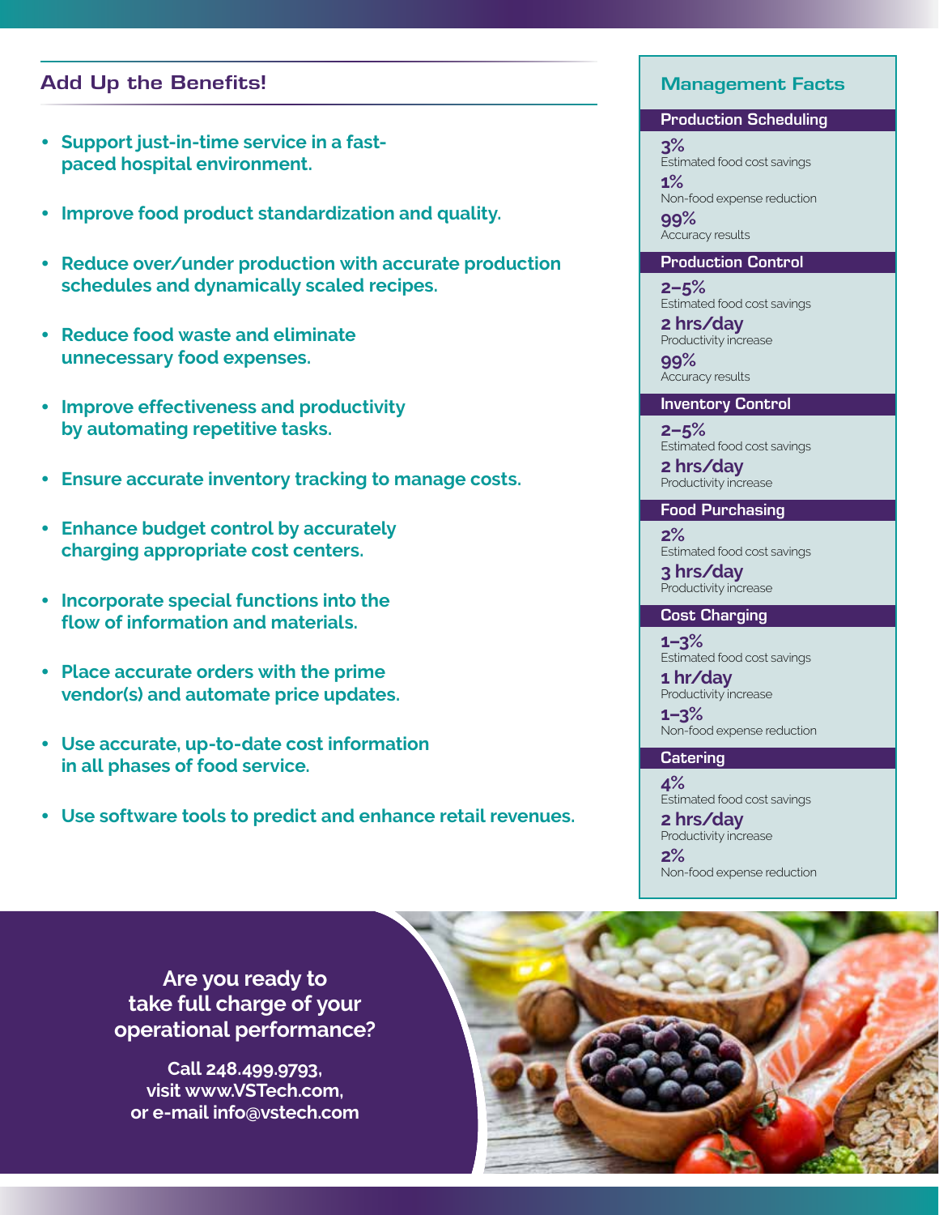## Add Up the Benefits!

- Support just-in-time service in a fast-paced hospital environment.
- Improve food product standardization and quality.
- Reduce over/under production with accurate production schedules and dynamically scaled recipes.
- Reduce food waste and eliminate unnecessary food expenses.
- Improve effectiveness and productivity by automating repetitive tasks.
- Ensure accurate inventory tracking to manage costs.
- Enhance budget control by accurately charging appropriate cost centers.
- Incorporate special functions into the flow of information and materials.
- Place accurate orders with the prime vendor(s) and automate price updates.
- Use accurate, up-to-date cost information in all phases of food service.
- Use software tools to predict and enhance retail revenues.

## Management Facts

### Production Scheduling

**3%**
Estimated food cost savings

**1%**
Non-food expense reduction

**99%**
Accuracy results

### Production Control

**2–5%**
Estimated food cost savings

**2 hrs/day**
Productivity increase

**99%**
Accuracy results

### Inventory Control

**2–5%**
Estimated food cost savings

**2 hrs/day**
Productivity increase

### Food Purchasing

**2%**
Estimated food cost savings

**3 hrs/day**
Productivity increase

### Cost Charging

**1–3%**
Estimated food cost savings

**1 hr/day**
Productivity increase

**1–3%**
Non-food expense reduction

### Catering

**4%**
Estimated food cost savings

**2 hrs/day**
Productivity increase

**2%**
Non-food expense reduction

**Are you ready to take full charge of your operational performance?**

**Call 248.499.9793, visit www.VSTech.com, or e-mail info@vstech.com**